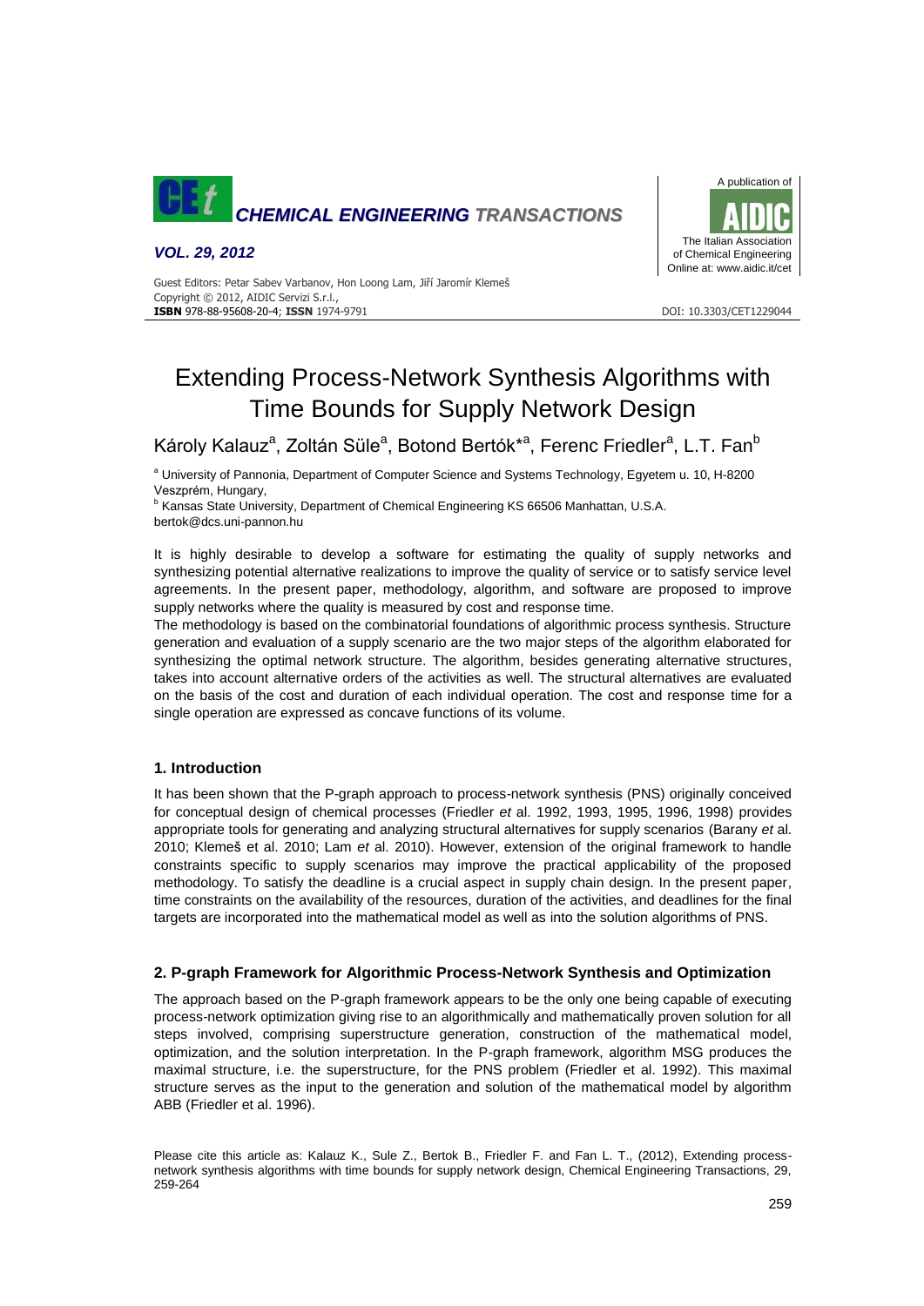# Extending Process-Network Synthesis Algorithms with Time Bounds for Supply Network Design

Károly Kalauz[a], Zoltán Süle[a], Botond Bertók*[a], Ferenc Friedler[a], L.T. Fan[b]

[a] University of Pannonia, Department of Computer Science and Systems Technology, Egyetem u. 10, H-8200 Veszprém, Hungary,

[b] Kansas State University, Department of Chemical Engineering KS 66506 Manhattan, U.S.A.

bertok@dcs.uni-pannon.hu

It is highly desirable to develop a software for estimating the quality of supply networks and synthesizing potential alternative realizations to improve the quality of service or to satisfy service level agreements. In the present paper, methodology, algorithm, and software are proposed to improve supply networks where the quality is measured by cost and response time.

The methodology is based on the combinatorial foundations of algorithmic process synthesis. Structure generation and evaluation of a supply scenario are the two major steps of the algorithm elaborated for synthesizing the optimal network structure. The algorithm, besides generating alternative structures, takes into account alternative orders of the activities as well. The structural alternatives are evaluated on the basis of the cost and duration of each individual operation. The cost and response time for a single operation are expressed as concave functions of its volume.

## 1. Introduction

It has been shown that the P-graph approach to process-network synthesis (PNS) originally conceived for conceptual design of chemical processes (Friedler *et* al. 1992, 1993, 1995, 1996, 1998) provides appropriate tools for generating and analyzing structural alternatives for supply scenarios (Barany *et* al. 2010; Klemeš et al. 2010; Lam *et* al. 2010). However, extension of the original framework to handle constraints specific to supply scenarios may improve the practical applicability of the proposed methodology. To satisfy the deadline is a crucial aspect in supply chain design. In the present paper, time constraints on the availability of the resources, duration of the activities, and deadlines for the final targets are incorporated into the mathematical model as well as into the solution algorithms of PNS.

## 2. P-graph Framework for Algorithmic Process-Network Synthesis and Optimization

The approach based on the P-graph framework appears to be the only one being capable of executing process-network optimization giving rise to an algorithmically and mathematically proven solution for all steps involved, comprising superstructure generation, construction of the mathematical model, optimization, and the solution interpretation. In the P-graph framework, algorithm MSG produces the maximal structure, i.e. the superstructure, for the PNS problem (Friedler et al. 1992). This maximal structure serves as the input to the generation and solution of the mathematical model by algorithm ABB (Friedler et al. 1996).

Please cite this article as: Kalauz K., Sule Z., Bertok B., Friedler F. and Fan L. T., (2012), Extending process-network synthesis algorithms with time bounds for supply network design, Chemical Engineering Transactions, 29, 259-264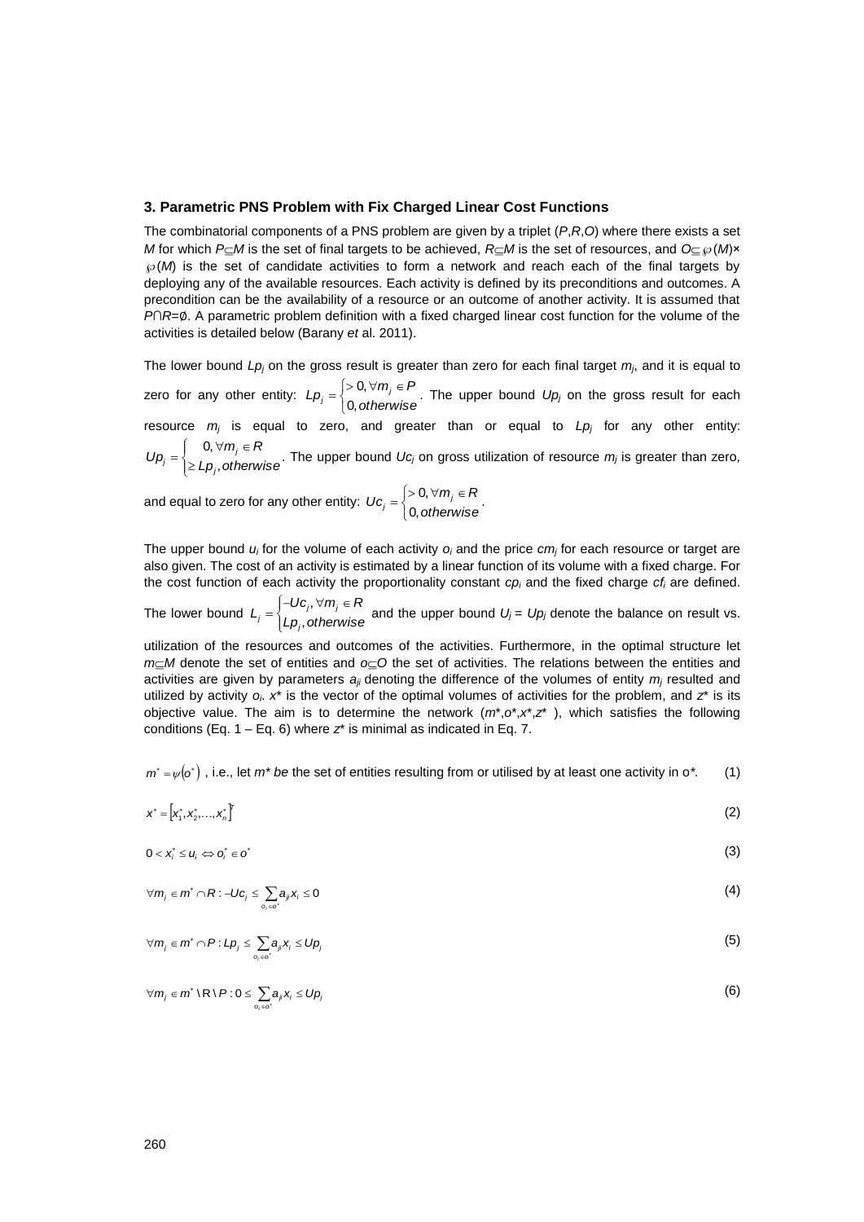### 3. Parametric PNS Problem with Fix Charged Linear Cost Functions

The combinatorial components of a PNS problem are given by a triplet ($P$,$R$,$O$) where there exists a set $M$ for which $P\subseteq M$ is the set of final targets to be achieved, $R\subseteq M$ is the set of resources, and $O\subseteq \wp(M)\times \wp(M)$ is the set of candidate activities to form a network and reach each of the final targets by deploying any of the available resources. Each activity is defined by its preconditions and outcomes. A precondition can be the availability of a resource or an outcome of another activity. It is assumed that $P\cap R=\emptyset$. A parametric problem definition with a fixed charged linear cost function for the volume of the activities is detailed below (Barany *et* al. 2011).

The lower bound $Lp_j$ on the gross result is greater than zero for each final target $m_j$, and it is equal to zero for any other entity: $Lp_j = \begin{cases} >0, \forall m_j \in P \\ 0, otherwise \end{cases}$. The upper bound $Up_j$ on the gross result for each resource $m_j$ is equal to zero, and greater than or equal to $Lp_j$ for any other entity: $Up_j = \begin{cases} 0, \forall m_j \in R \\ \geq Lp_j, otherwise \end{cases}$. The upper bound $Uc_j$ on gross utilization of resource $m_j$ is greater than zero, and equal to zero for any other entity: $Uc_j = \begin{cases} >0, \forall m_j \in R \\ 0, otherwise \end{cases}$.

The upper bound $u_i$ for the volume of each activity $o_i$ and the price $cm_j$ for each resource or target are also given. The cost of an activity is estimated by a linear function of its volume with a fixed charge. For the cost function of each activity the proportionality constant $cp_i$ and the fixed charge $cf_i$ are defined. The lower bound $L_j = \begin{cases} -Uc_j, \forall m_j \in R \\ Lp_j, otherwise \end{cases}$ and the upper bound $U_j = Up_j$ denote the balance on result vs. utilization of the resources and outcomes of the activities. Furthermore, in the optimal structure let $m\subseteq M$ denote the set of entities and $o\subseteq O$ the set of activities. The relations between the entities and activities are given by parameters $a_{ji}$ denoting the difference of the volumes of entity $m_j$ resulted and utilized by activity $o_i$. $x^*$ is the vector of the optimal volumes of activities for the problem, and $z^*$ is its objective value. The aim is to determine the network ($m^*$,$o^*$,$x^*$,$z^*$ ), which satisfies the following conditions (Eq. 1 – Eq. 6) where $z^*$ is minimal as indicated in Eq. 7.

$m^* = \psi(o^*)$ , i.e., let $m^*$ *be* the set of entities resulting from or utilised by at least one activity in $o^*$. (1)

$$x^* = [x_1^*, x_2^*, \ldots, x_n^*]^T \tag{2}$$

$$0 < x_i^* \leq u_i \Leftrightarrow o_i^* \in o^* \tag{3}$$

$$\forall m_j \in m^* \cap R : -Uc_j \leq \sum_{o_i \in o^*} a_{ji} x_i \leq 0 \tag{4}$$

$$\forall m_j \in m^* \cap P : Lp_j \leq \sum_{o_i \in o^*} a_{ji} x_i \leq Up_j \tag{5}$$

$$\forall m_j \in m^* \setminus R \setminus P : 0 \leq \sum_{o_i \in o^*} a_{ji} x_i \leq Up_j \tag{6}$$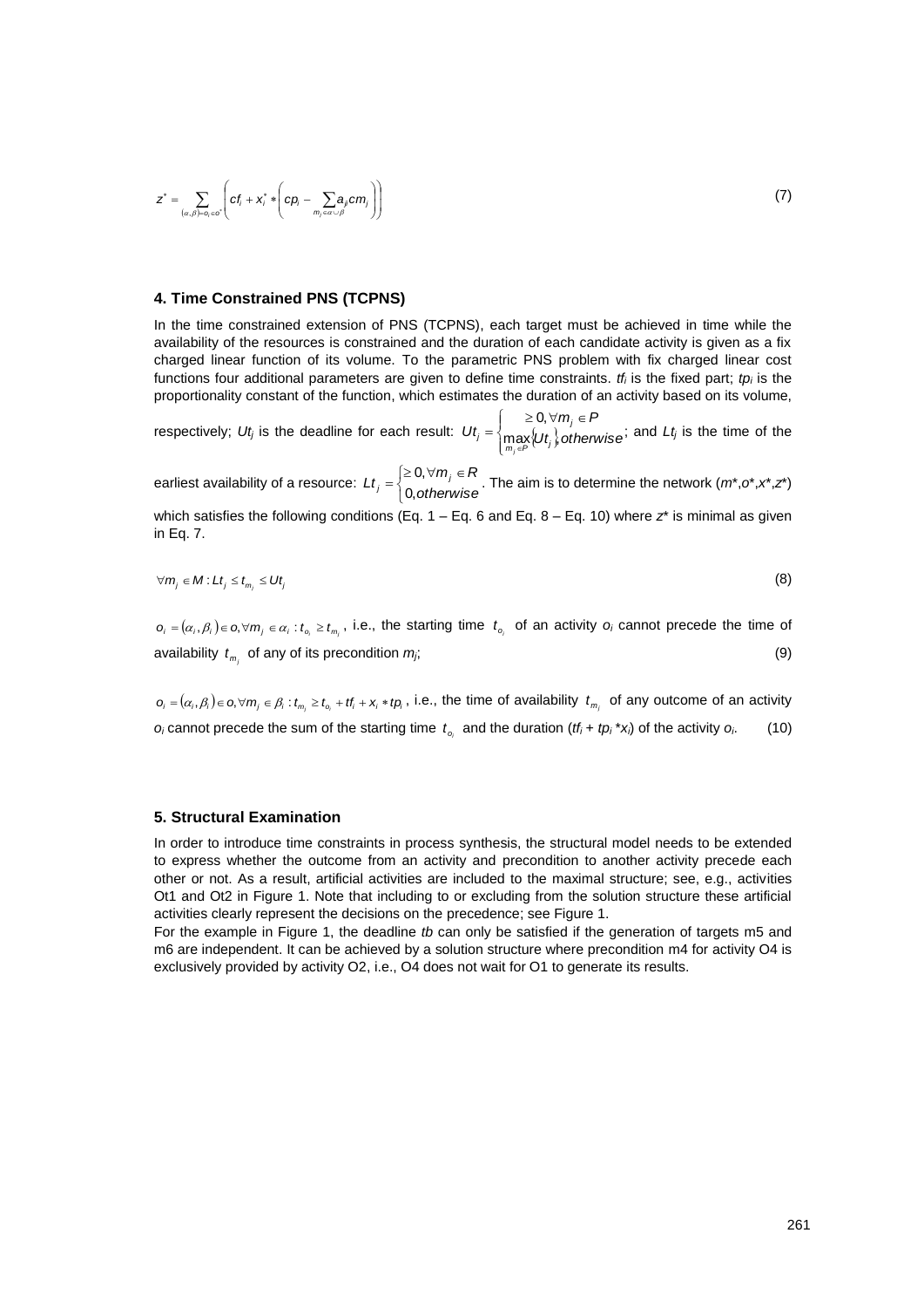$$z^* = \sum_{(\alpha_i,\beta_i)=o_i\in o^*} \left( cf_i + x_i^* * \left( cp_i - \sum_{m_j\in\alpha\cup\beta} a_{ij} cm_j \right) \right) \tag{7}$$

## 4. Time Constrained PNS (TCPNS)

In the time constrained extension of PNS (TCPNS), each target must be achieved in time while the availability of the resources is constrained and the duration of each candidate activity is given as a fix charged linear function of its volume. To the parametric PNS problem with fix charged linear cost functions four additional parameters are given to define time constraints. $tf_i$ is the fixed part; $tp_i$ is the proportionality constant of the function, which estimates the duration of an activity based on its volume, respectively; $Ut_j$ is the deadline for each result: $Ut_j = \begin{cases} \geq 0, \forall m_j \in P \\ \max\limits_{m_j\in P}\{Ut_j\}, otherwise \end{cases}$; and $Lt_j$ is the time of the earliest availability of a resource: $Lt_j = \begin{cases} \geq 0, \forall m_j \in R \\ 0, otherwise \end{cases}$. The aim is to determine the network ($m^*$,$o^*$,$x^*$,$z^*$) which satisfies the following conditions (Eq. 1 – Eq. 6 and Eq. 8 – Eq. 10) where $z^*$ is minimal as given in Eq. 7.

$$\forall m_j \in M : Lt_j \leq t_{m_j} \leq Ut_j \tag{8}$$

$o_i = (\alpha_i, \beta_i) \in o, \forall m_j \in \alpha_i : t_{o_i} \geq t_{m_j}$, i.e., the starting time $t_{o_i}$ of an activity $o_i$ cannot precede the time of availability $t_{m_j}$ of any of its precondition $m_j$; (9)

$o_i = (\alpha_i, \beta_i) \in o, \forall m_j \in \beta_i : t_{m_j} \geq t_{o_i} + tf_i + x_i * tp_i$, i.e., the time of availability $t_{m_j}$ of any outcome of an activity $o_i$ cannot precede the sum of the starting time $t_{o_i}$ and the duration ($tf_i + tp_i * x_i$) of the activity $o_i$. (10)

## 5. Structural Examination

In order to introduce time constraints in process synthesis, the structural model needs to be extended to express whether the outcome from an activity and precondition to another activity precede each other or not. As a result, artificial activities are included to the maximal structure; see, e.g., activities Ot1 and Ot2 in Figure 1. Note that including to or excluding from the solution structure these artificial activities clearly represent the decisions on the precedence; see Figure 1.

For the example in Figure 1, the deadline *tb* can only be satisfied if the generation of targets m5 and m6 are independent. It can be achieved by a solution structure where precondition m4 for activity O4 is exclusively provided by activity O2, i.e., O4 does not wait for O1 to generate its results.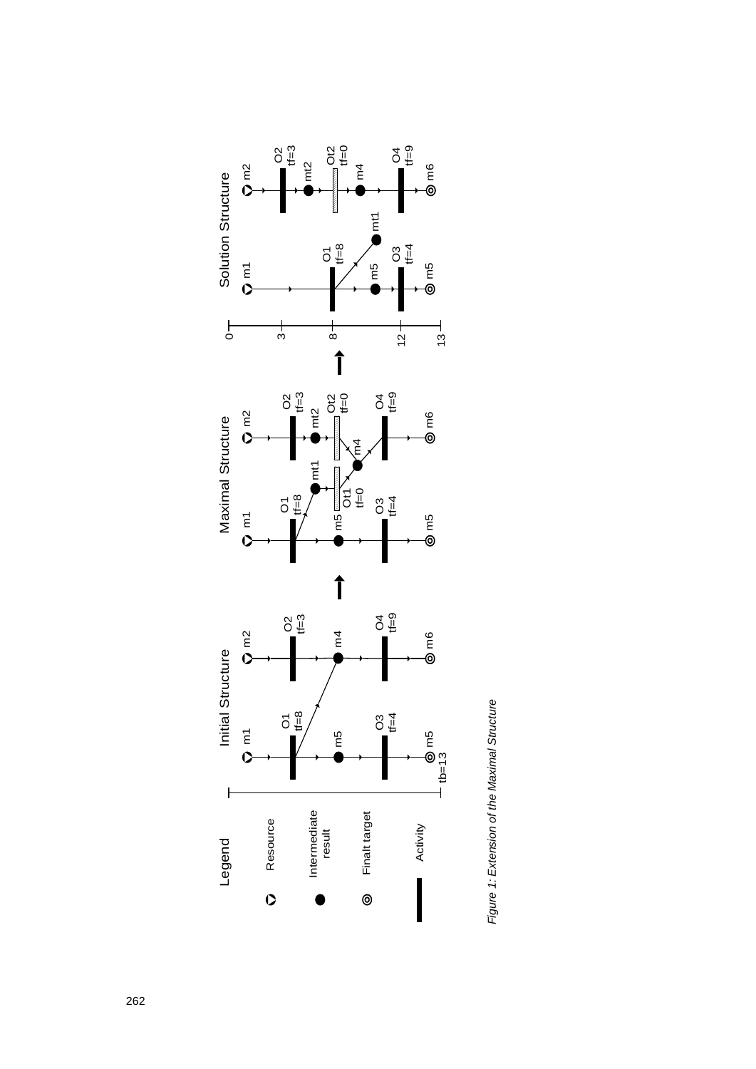Figure 1: Extension of the Maximal Structure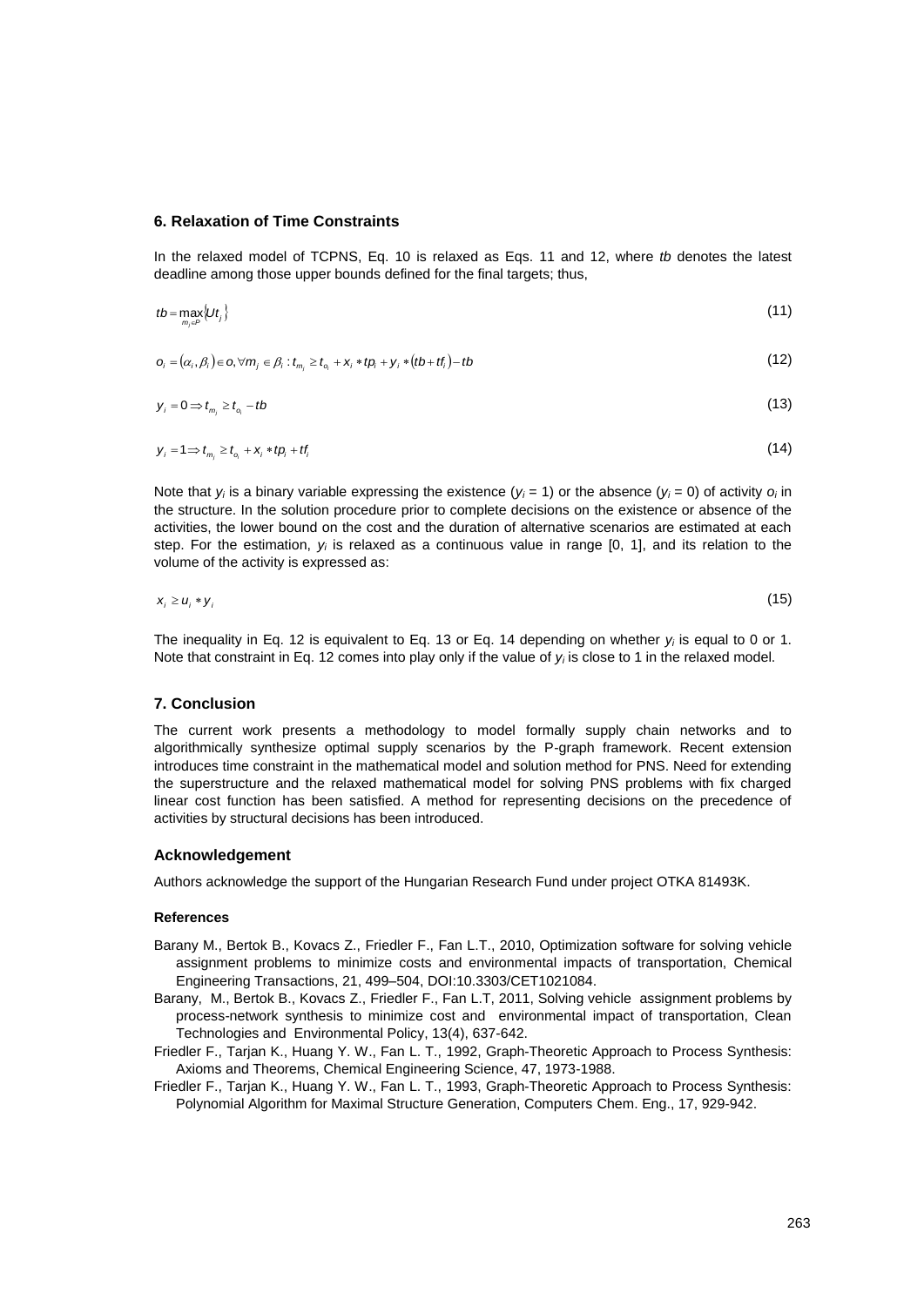## 6. Relaxation of Time Constraints

In the relaxed model of TCPNS, Eq. 10 is relaxed as Eqs. 11 and 12, where *tb* denotes the latest deadline among those upper bounds defined for the final targets; thus,

$$tb = \max_{m_j \in P} \{Ut_j\} \tag{11}$$

$$o_i = (\alpha_i, \beta_i) \in o, \forall m_j \in \beta_i : t_{m_j} \geq t_{o_i} + x_i * tp_i + y_i * (tb + tf_i) - tb \tag{12}$$

$$y_i = 0 \Rightarrow t_{m_j} \geq t_{o_i} - tb \tag{13}$$

$$y_i = 1 \Rightarrow t_{m_j} \geq t_{o_i} + x_i * tp_i + tf_i \tag{14}$$

Note that $y_i$ is a binary variable expressing the existence ($y_i = 1$) or the absence ($y_i = 0$) of activity $o_i$ in the structure. In the solution procedure prior to complete decisions on the existence or absence of the activities, the lower bound on the cost and the duration of alternative scenarios are estimated at each step. For the estimation, $y_i$ is relaxed as a continuous value in range [0, 1], and its relation to the volume of the activity is expressed as:

$$x_i \geq u_i * y_i \tag{15}$$

The inequality in Eq. 12 is equivalent to Eq. 13 or Eq. 14 depending on whether $y_i$ is equal to 0 or 1. Note that constraint in Eq. 12 comes into play only if the value of $y_i$ is close to 1 in the relaxed model.

## 7. Conclusion

The current work presents a methodology to model formally supply chain networks and to algorithmically synthesize optimal supply scenarios by the P-graph framework. Recent extension introduces time constraint in the mathematical model and solution method for PNS. Need for extending the superstructure and the relaxed mathematical model for solving PNS problems with fix charged linear cost function has been satisfied. A method for representing decisions on the precedence of activities by structural decisions has been introduced.

## Acknowledgement

Authors acknowledge the support of the Hungarian Research Fund under project OTKA 81493K.

### References

Barany M., Bertok B., Kovacs Z., Friedler F., Fan L.T., 2010, Optimization software for solving vehicle assignment problems to minimize costs and environmental impacts of transportation, Chemical Engineering Transactions, 21, 499–504, DOI:10.3303/CET1021084.

Barany, M., Bertok B., Kovacs Z., Friedler F., Fan L.T, 2011, Solving vehicle assignment problems by process-network synthesis to minimize cost and environmental impact of transportation, Clean Technologies and Environmental Policy, 13(4), 637-642.

Friedler F., Tarjan K., Huang Y. W., Fan L. T., 1992, Graph-Theoretic Approach to Process Synthesis: Axioms and Theorems, Chemical Engineering Science, 47, 1973-1988.

Friedler F., Tarjan K., Huang Y. W., Fan L. T., 1993, Graph-Theoretic Approach to Process Synthesis: Polynomial Algorithm for Maximal Structure Generation, Computers Chem. Eng., 17, 929-942.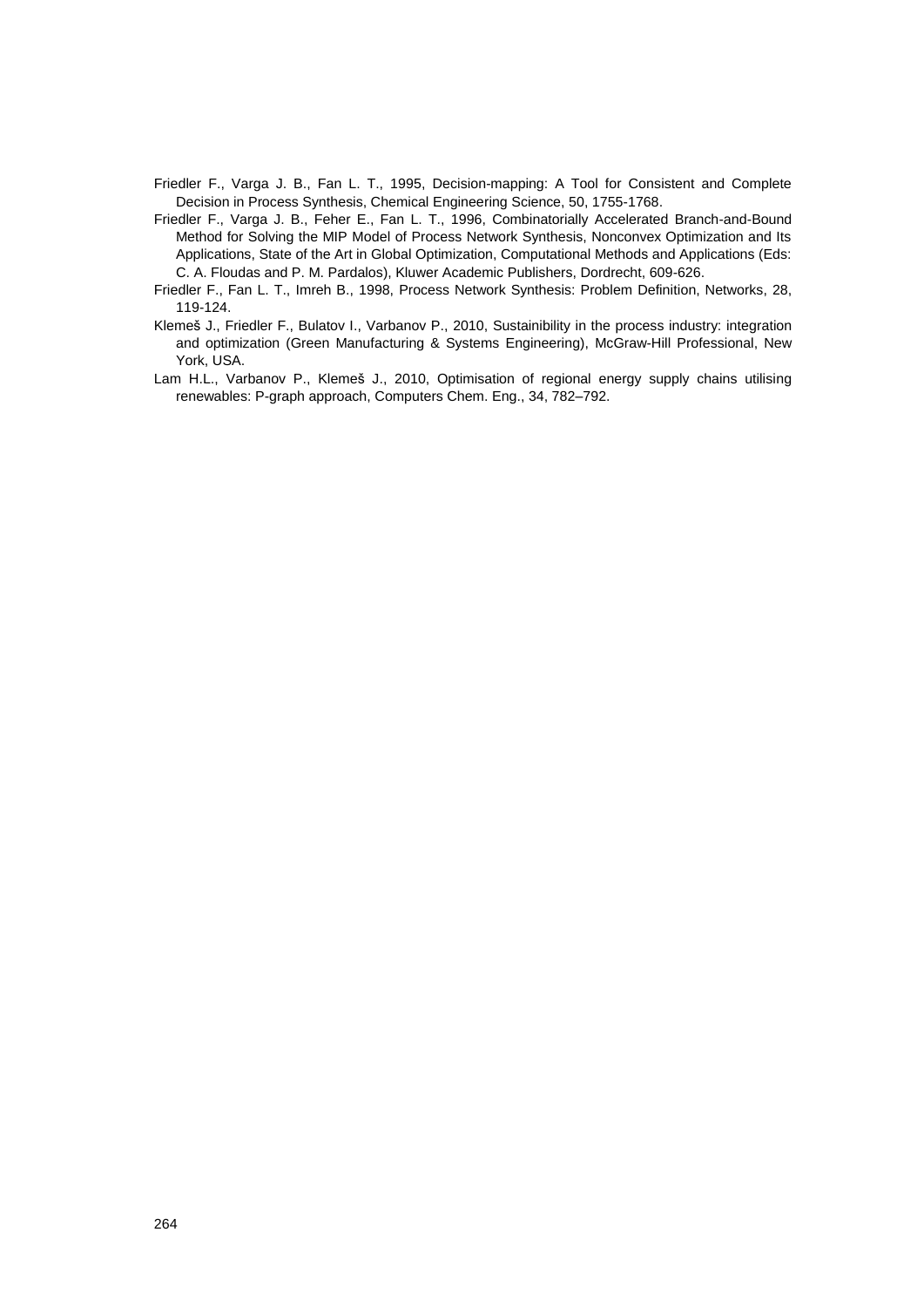Friedler F., Varga J. B., Fan L. T., 1995, Decision-mapping: A Tool for Consistent and Complete Decision in Process Synthesis, Chemical Engineering Science, 50, 1755-1768.

Friedler F., Varga J. B., Feher E., Fan L. T., 1996, Combinatorially Accelerated Branch-and-Bound Method for Solving the MIP Model of Process Network Synthesis, Nonconvex Optimization and Its Applications, State of the Art in Global Optimization, Computational Methods and Applications (Eds: C. A. Floudas and P. M. Pardalos), Kluwer Academic Publishers, Dordrecht, 609-626.

Friedler F., Fan L. T., Imreh B., 1998, Process Network Synthesis: Problem Definition, Networks, 28, 119-124.

Klemeš J., Friedler F., Bulatov I., Varbanov P., 2010, Sustainibility in the process industry: integration and optimization (Green Manufacturing & Systems Engineering), McGraw-Hill Professional, New York, USA.

Lam H.L., Varbanov P., Klemeš J., 2010, Optimisation of regional energy supply chains utilising renewables: P-graph approach, Computers Chem. Eng., 34, 782–792.